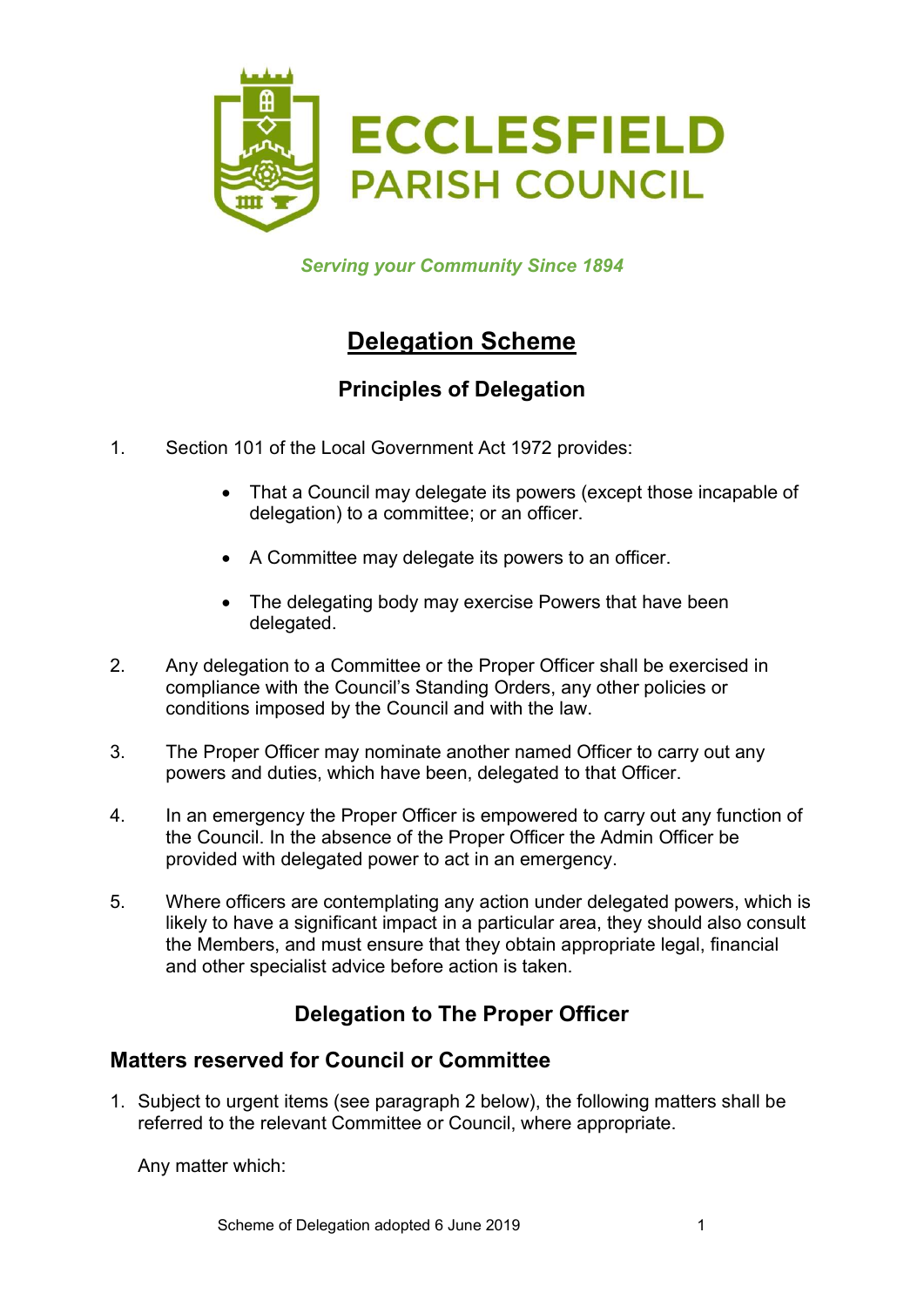**ECCLESFIELD PARISH COUNCIL**

*Serving your Community Since 1894*

# Delegation Scheme

## Principles of Delegation

1. Section 101 of the Local Government Act 1972 provides:

   - That a Council may delegate its powers (except those incapable of delegation) to a committee; or an officer.
   - A Committee may delegate its powers to an officer.
   - The delegating body may exercise Powers that have been delegated.

2. Any delegation to a Committee or the Proper Officer shall be exercised in compliance with the Council's Standing Orders, any other policies or conditions imposed by the Council and with the law.

3. The Proper Officer may nominate another named Officer to carry out any powers and duties, which have been, delegated to that Officer.

4. In an emergency the Proper Officer is empowered to carry out any function of the Council. In the absence of the Proper Officer the Admin Officer be provided with delegated power to act in an emergency.

5. Where officers are contemplating any action under delegated powers, which is likely to have a significant impact in a particular area, they should also consult the Members, and must ensure that they obtain appropriate legal, financial and other specialist advice before action is taken.

## Delegation to The Proper Officer

### Matters reserved for Council or Committee

1. Subject to urgent items (see paragraph 2 below), the following matters shall be referred to the relevant Committee or Council, where appropriate.

   Any matter which: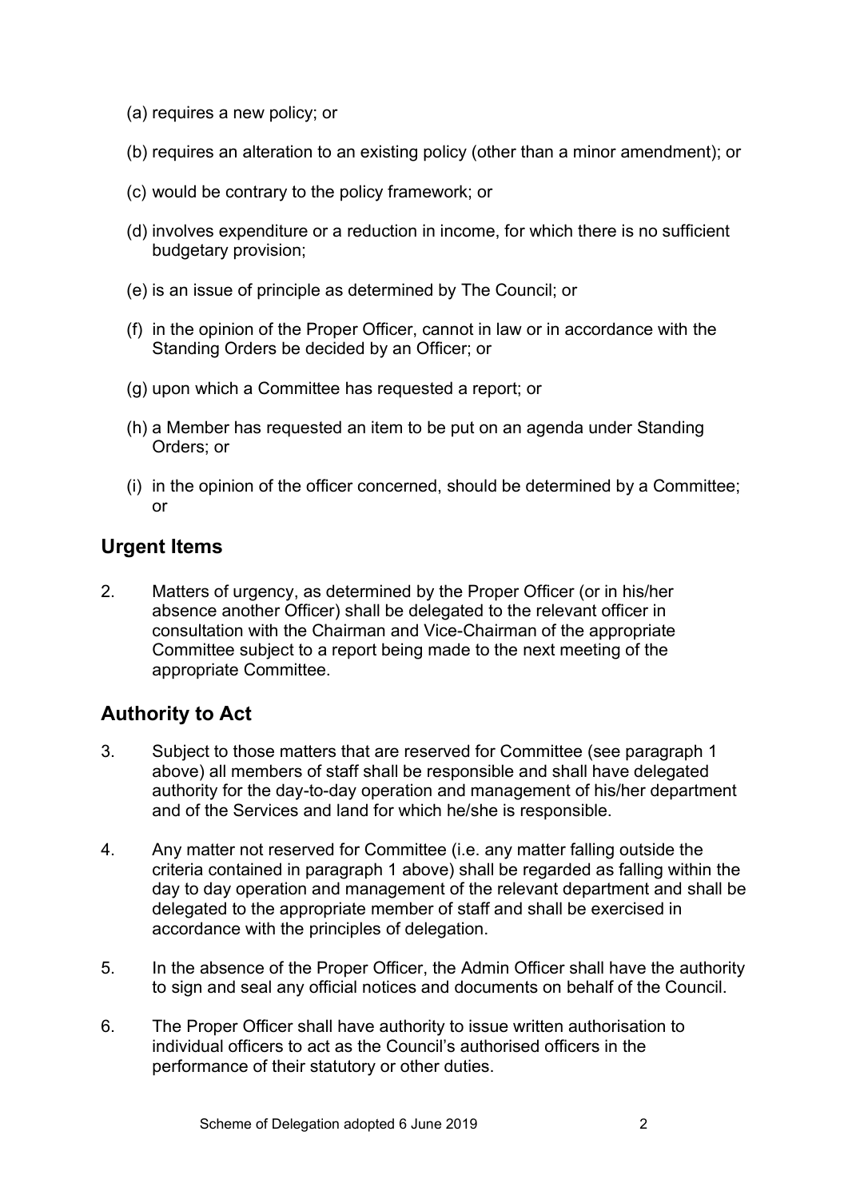(a) requires a new policy; or

(b) requires an alteration to an existing policy (other than a minor amendment); or

(c) would be contrary to the policy framework; or

(d) involves expenditure or a reduction in income, for which there is no sufficient budgetary provision;

(e) is an issue of principle as determined by The Council; or

(f) in the opinion of the Proper Officer, cannot in law or in accordance with the Standing Orders be decided by an Officer; or

(g) upon which a Committee has requested a report; or

(h) a Member has requested an item to be put on an agenda under Standing Orders; or

(i) in the opinion of the officer concerned, should be determined by a Committee; or

## Urgent Items

2. Matters of urgency, as determined by the Proper Officer (or in his/her absence another Officer) shall be delegated to the relevant officer in consultation with the Chairman and Vice-Chairman of the appropriate Committee subject to a report being made to the next meeting of the appropriate Committee.

## Authority to Act

3. Subject to those matters that are reserved for Committee (see paragraph 1 above) all members of staff shall be responsible and shall have delegated authority for the day-to-day operation and management of his/her department and of the Services and land for which he/she is responsible.

4. Any matter not reserved for Committee (i.e. any matter falling outside the criteria contained in paragraph 1 above) shall be regarded as falling within the day to day operation and management of the relevant department and shall be delegated to the appropriate member of staff and shall be exercised in accordance with the principles of delegation.

5. In the absence of the Proper Officer, the Admin Officer shall have the authority to sign and seal any official notices and documents on behalf of the Council.

6. The Proper Officer shall have authority to issue written authorisation to individual officers to act as the Council's authorised officers in the performance of their statutory or other duties.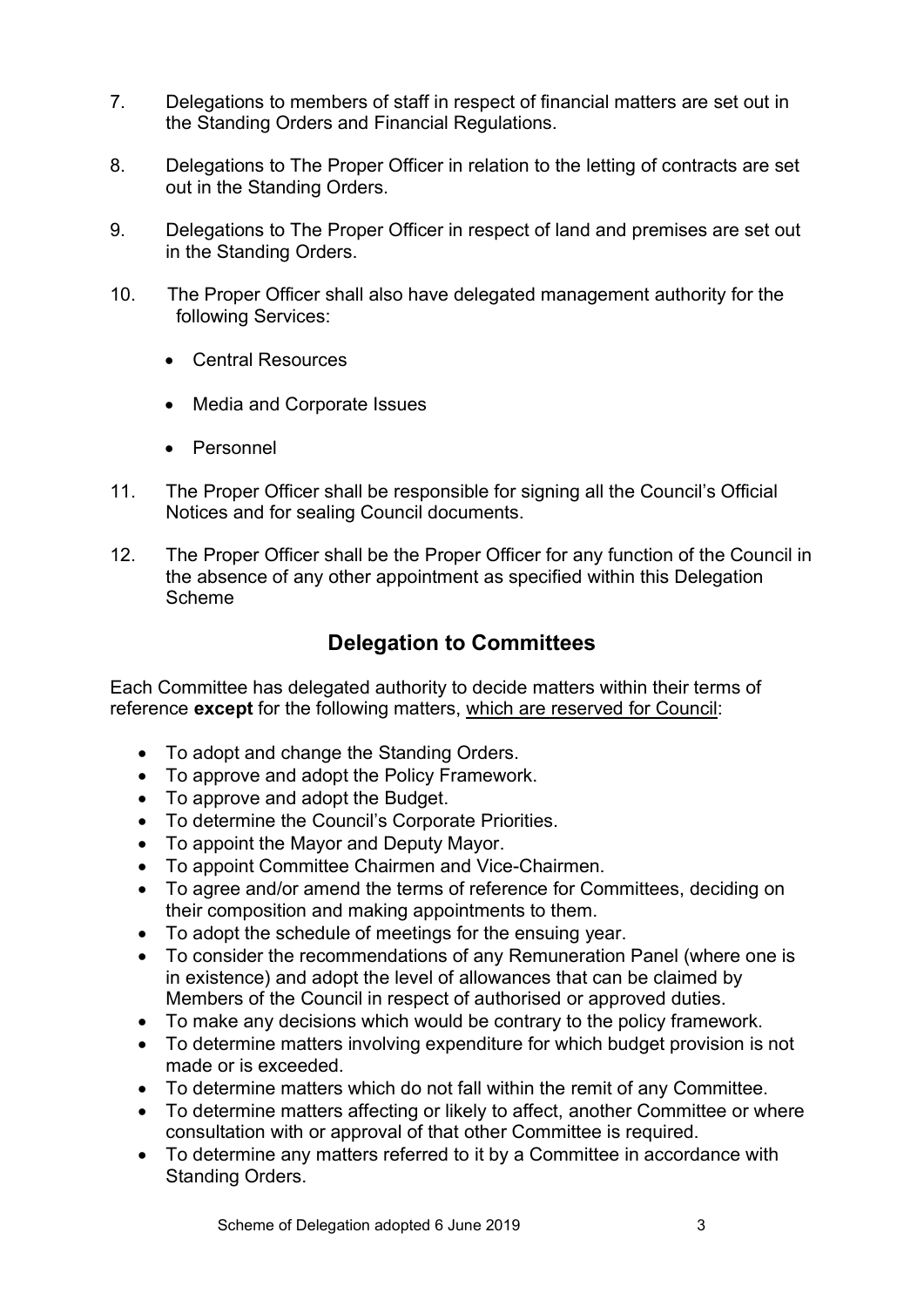7. Delegations to members of staff in respect of financial matters are set out in the Standing Orders and Financial Regulations.

8. Delegations to The Proper Officer in relation to the letting of contracts are set out in the Standing Orders.

9. Delegations to The Proper Officer in respect of land and premises are set out in the Standing Orders.

10. The Proper Officer shall also have delegated management authority for the following Services:

    - Central Resources
    - Media and Corporate Issues
    - Personnel

11. The Proper Officer shall be responsible for signing all the Council's Official Notices and for sealing Council documents.

12. The Proper Officer shall be the Proper Officer for any function of the Council in the absence of any other appointment as specified within this Delegation Scheme

## Delegation to Committees

Each Committee has delegated authority to decide matters within their terms of reference **except** for the following matters, <u>which are reserved for Council</u>:

- To adopt and change the Standing Orders.
- To approve and adopt the Policy Framework.
- To approve and adopt the Budget.
- To determine the Council's Corporate Priorities.
- To appoint the Mayor and Deputy Mayor.
- To appoint Committee Chairmen and Vice-Chairmen.
- To agree and/or amend the terms of reference for Committees, deciding on their composition and making appointments to them.
- To adopt the schedule of meetings for the ensuing year.
- To consider the recommendations of any Remuneration Panel (where one is in existence) and adopt the level of allowances that can be claimed by Members of the Council in respect of authorised or approved duties.
- To make any decisions which would be contrary to the policy framework.
- To determine matters involving expenditure for which budget provision is not made or is exceeded.
- To determine matters which do not fall within the remit of any Committee.
- To determine matters affecting or likely to affect, another Committee or where consultation with or approval of that other Committee is required.
- To determine any matters referred to it by a Committee in accordance with Standing Orders.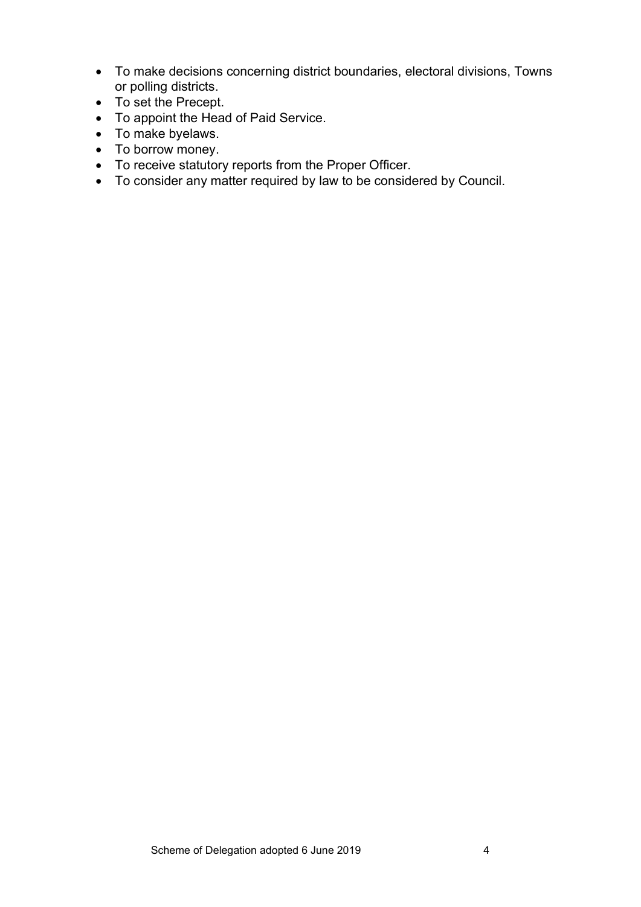- To make decisions concerning district boundaries, electoral divisions, Towns or polling districts.
- To set the Precept.
- To appoint the Head of Paid Service.
- To make byelaws.
- To borrow money.
- To receive statutory reports from the Proper Officer.
- To consider any matter required by law to be considered by Council.